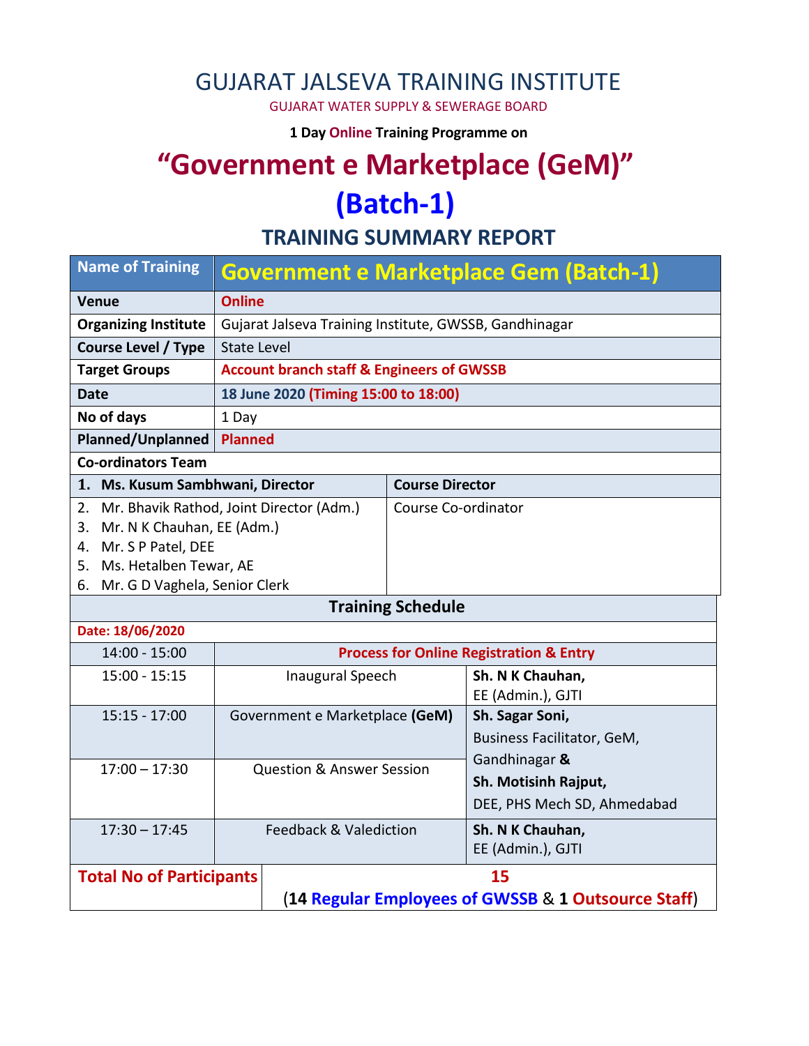# GUJARAT JALSEVA TRAINING INSTITUTE

GUJARAT WATER SUPPLY & SEWERAGE BOARD

**1 Day Online Training Programme on**

# "Government e Marketplace (GeM)"

# (Batch-1)

## TRAINING SUMMARY REPORT

| Name of Training | Government e Marketplace Gem (Batch-1) |
|---|---|
| **Venue** | **Online** |
| **Organizing Institute** | Gujarat Jalseva Training Institute, GWSSB, Gandhinagar |
| **Course Level / Type** | State Level |
| **Target Groups** | **Account branch staff & Engineers of GWSSB** |
| **Date** | **18 June 2020 (Timing 15:00 to 18:00)** |
| **No of days** | 1 Day |
| **Planned/Unplanned** | **Planned** |

**Co-ordinators Team**

| | |
|---|---|
| **1. Ms. Kusum Sambhwani, Director** | **Course Director** |
| 2. Mr. Bhavik Rathod, Joint Director (Adm.)<br>3. Mr. N K Chauhan, EE (Adm.)<br>4. Mr. S P Patel, DEE<br>5. Ms. Hetalben Tewar, AE<br>6. Mr. G D Vaghela, Senior Clerk | Course Co-ordinator |

**Training Schedule**

**Date: 18/06/2020**

| Time | Session | Speaker |
|---|---|---|
| 14:00 - 15:00 | **Process for Online Registration & Entry** | |
| 15:00 - 15:15 | Inaugural Speech | **Sh. N K Chauhan,** EE (Admin.), GJTI |
| 15:15 - 17:00 | Government e Marketplace **(GeM)** | **Sh. Sagar Soni,** Business Facilitator, GeM, Gandhinagar **&** **Sh. Motisinh Rajput,** DEE, PHS Mech SD, Ahmedabad |
| 17:00 – 17:30 | Question & Answer Session | |
| 17:30 – 17:45 | Feedback & Valediction | **Sh. N K Chauhan,** EE (Admin.), GJTI |

| **Total No of Participants** | **15** (**14 Regular Employees of GWSSB** & **1 Outsource Staff**) |
|---|---|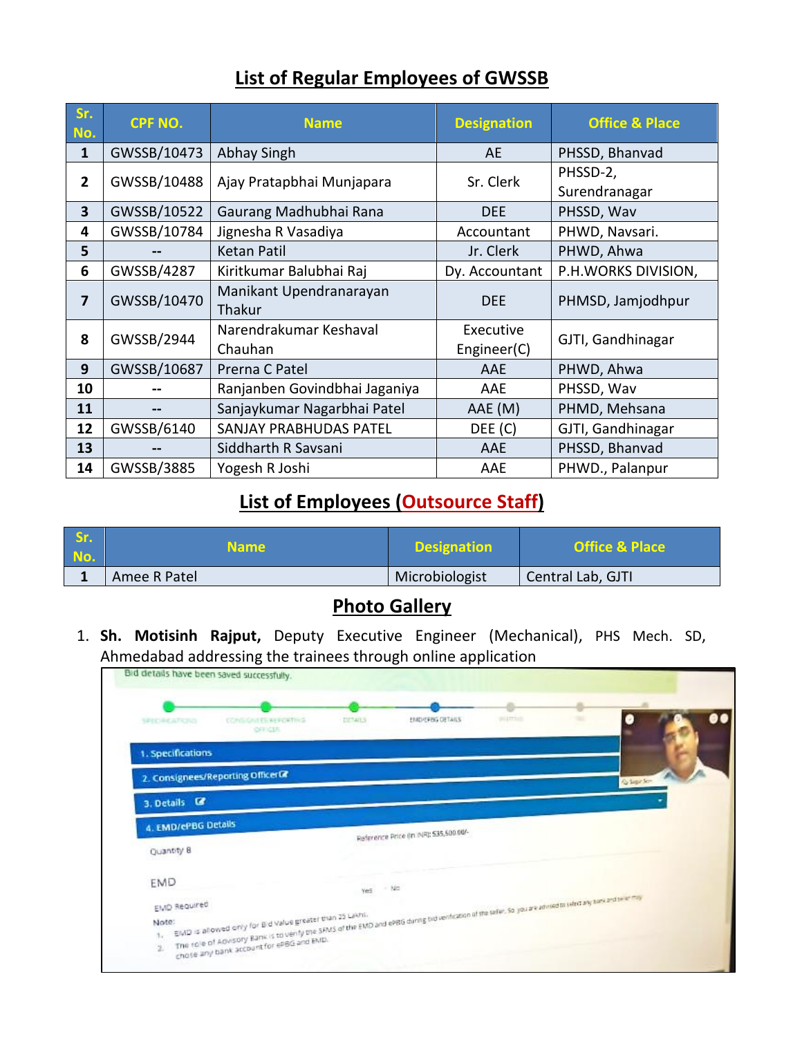## List of Regular Employees of GWSSB

| Sr. No. | CPF NO. | Name | Designation | Office & Place |
|---|---|---|---|---|
| 1 | GWSSB/10473 | Abhay Singh | AE | PHSSD, Bhanvad |
| 2 | GWSSB/10488 | Ajay Pratapbhai Munjapara | Sr. Clerk | PHSSD-2, Surendranagar |
| 3 | GWSSB/10522 | Gaurang Madhubhai Rana | DEE | PHSSD, Wav |
| 4 | GWSSB/10784 | Jignesha R Vasadiya | Accountant | PHWD, Navsari. |
| 5 | -- | Ketan Patil | Jr. Clerk | PHWD, Ahwa |
| 6 | GWSSB/4287 | Kiritkumar Balubhai Raj | Dy. Accountant | P.H.WORKS DIVISION, |
| 7 | GWSSB/10470 | Manikant Upendranarayan Thakur | DEE | PHMSD, Jamjodhpur |
| 8 | GWSSB/2944 | Narendrakumar Keshaval Chauhan | Executive Engineer(C) | GJTI, Gandhinagar |
| 9 | GWSSB/10687 | Prerna C Patel | AAE | PHWD, Ahwa |
| 10 | -- | Ranjanben Govindbhai Jaganiya | AAE | PHSSD, Wav |
| 11 | -- | Sanjaykumar Nagarbhai Patel | AAE (M) | PHMD, Mehsana |
| 12 | GWSSB/6140 | SANJAY PRABHUDAS PATEL | DEE (C) | GJTI, Gandhinagar |
| 13 | -- | Siddharth R Savsani | AAE | PHSSD, Bhanvad |
| 14 | GWSSB/3885 | Yogesh R Joshi | AAE | PHWD., Palanpur |

## List of Employees (Outsource Staff)

| Sr. No. | Name | Designation | Office & Place |
|---|---|---|---|
| 1 | Amee R Patel | Microbiologist | Central Lab, GJTI |

## Photo Gallery

1. **Sh. Motisinh Rajput,** Deputy Executive Engineer (Mechanical), PHS Mech. SD, Ahmedabad addressing the trainees through online application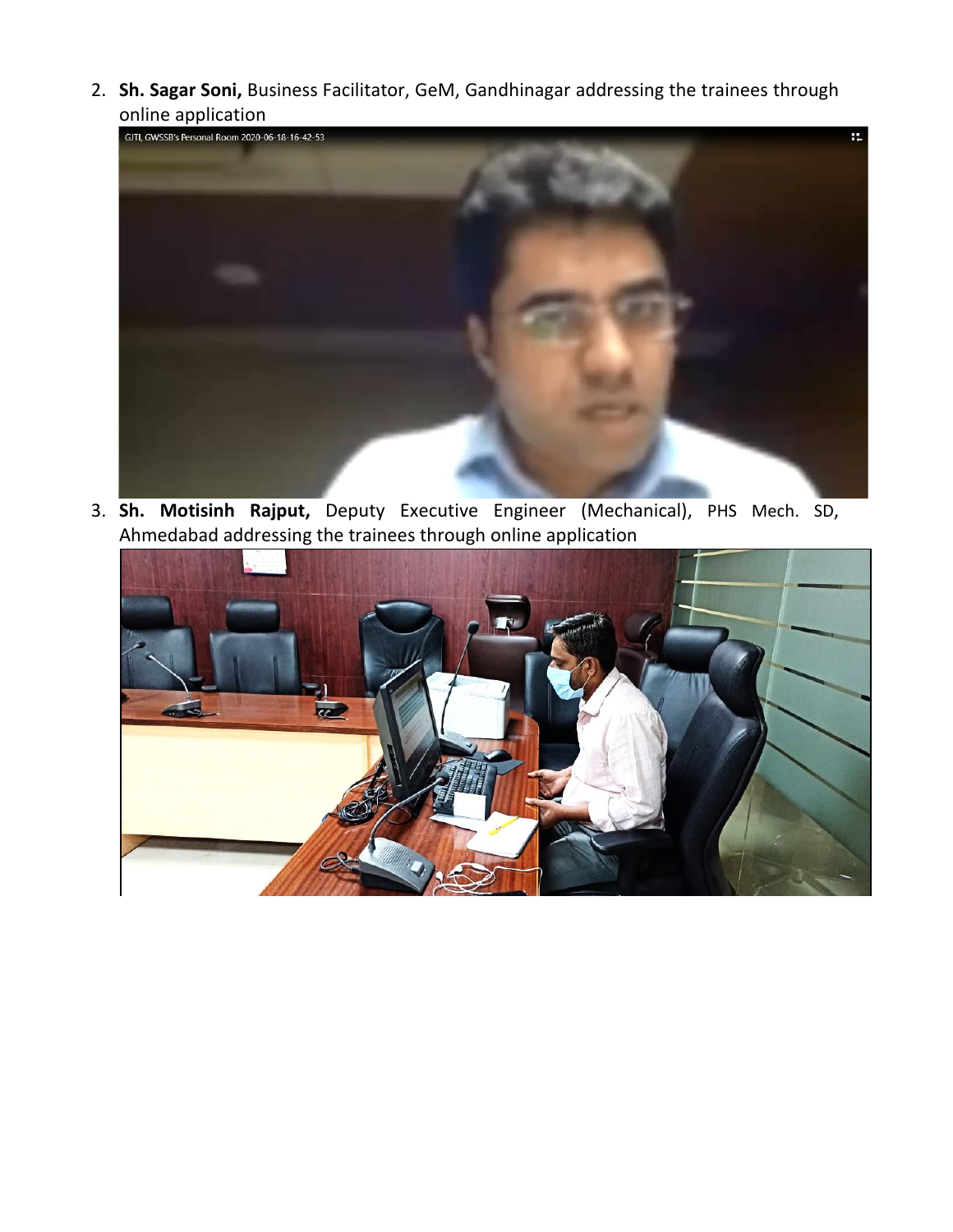2. **Sh. Sagar Soni,** Business Facilitator, GeM, Gandhinagar addressing the trainees through online application

3. **Sh. Motisinh Rajput,** Deputy Executive Engineer (Mechanical), PHS Mech. SD, Ahmedabad addressing the trainees through online application